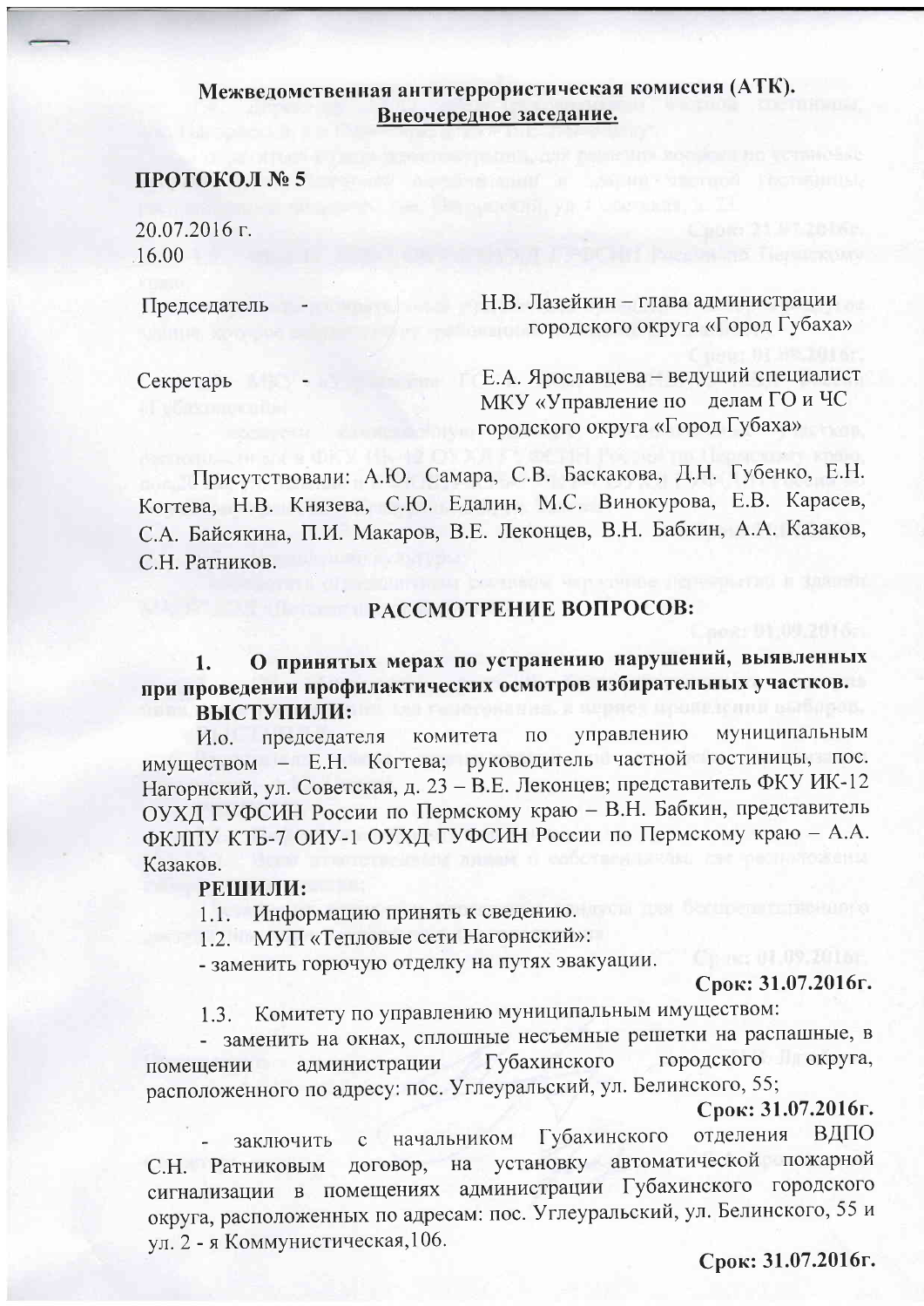**Межведомственная антитеррористическая комиссия (АТК).**
**Внеочередное заседание.**

**ПРОТОКОЛ № 5**

20.07.2016 г.
16.00

Председатель — Н.В. Лазейкин – глава администрации городского округа «Город Губаха»

Секретарь — Е.А. Ярославцева – ведущий специалист МКУ «Управление по делам ГО и ЧС городского округа «Город Губаха»

Присутствовали: А.Ю. Самара, С.В. Баскакова, Д.Н. Губенко, Е.Н. Когтева, Н.В. Князева, С.Ю. Едалин, М.С. Винокурова, Е.В. Карасев, С.А. Байсякина, П.И. Макаров, В.Е. Леконцев, В.Н. Бабкин, А.А. Казаков, С.Н. Ратников.

## РАССМОТРЕНИЕ ВОПРОСОВ:

**1. О принятых мерах по устранению нарушений, выявленных при проведении профилактических осмотров избирательных участков.**

**ВЫСТУПИЛИ:**

И.о. председателя комитета по управлению муниципальным имуществом – Е.Н. Когтева; руководитель частной гостиницы, пос. Нагорнский, ул. Советская, д. 23 – В.Е. Леконцев; представитель ФКУ ИК-12 ОУХД ГУФСИН России по Пермскому краю – В.Н. Бабкин, представитель ФКЛПУ КТБ-7 ОИУ-1 ОУХД ГУФСИН России по Пермскому краю – А.А. Казаков.

**РЕШИЛИ:**

1.1. Информацию принять к сведению.

1.2. МУП «Тепловые сети Нагорнский»:

- заменить горючую отделку на путях эвакуации.

**Срок: 31.07.2016г.**

1.3. Комитету по управлению муниципальным имуществом:

- заменить на окнах, сплошные несъемные решетки на распашные, в помещении администрации Губахинского городского округа, расположенного по адресу: пос. Углеуральский, ул. Белинского, 55;

**Срок: 31.07.2016г.**

- заключить с начальником Губахинского отделения ВДПО С.Н. Ратниковым договор, на установку автоматической пожарной сигнализации в помещениях администрации Губахинского городского округа, расположенных по адресам: пос. Углеуральский, ул. Белинского, 55 и ул. 2 - я Коммунистическая,106.

**Срок: 31.07.2016г.**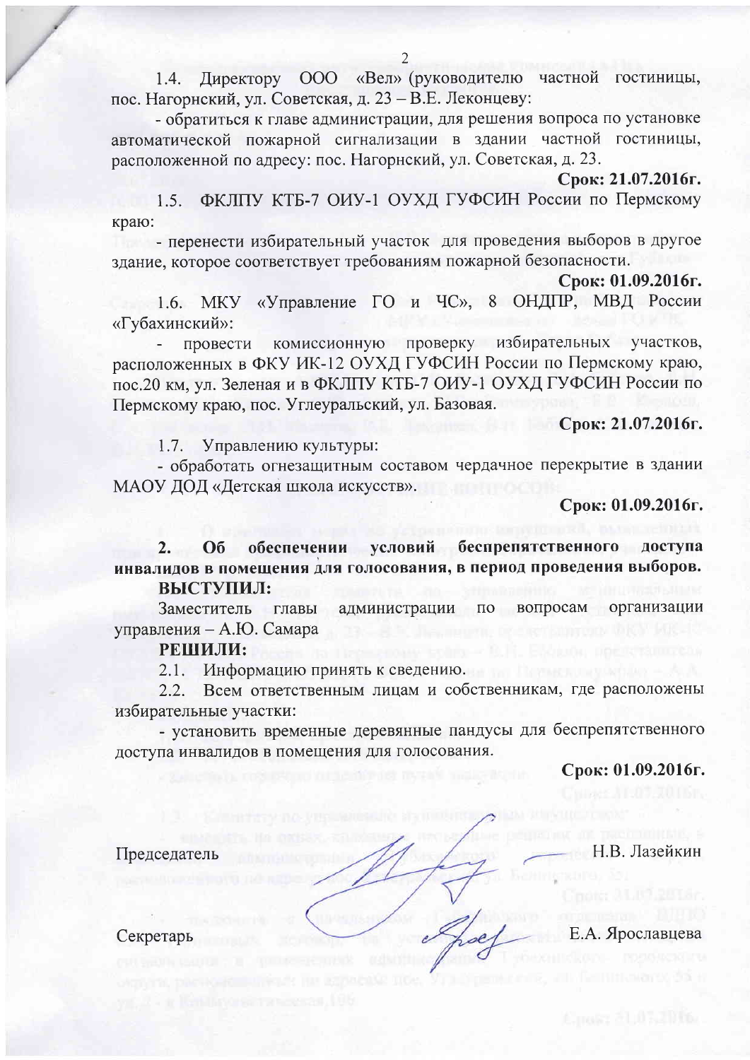1.4. Директору ООО «Вел» (руководителю частной гостиницы, пос. Нагорнский, ул. Советская, д. 23 – В.Е. Леконцеву:

- обратиться к главе администрации, для решения вопроса по установке автоматической пожарной сигнализации в здании частной гостиницы, расположенной по адресу: пос. Нагорнский, ул. Советская, д. 23.

**Срок: 21.07.2016г.**

1.5. ФКЛПУ КТБ-7 ОИУ-1 ОУХД ГУФСИН России по Пермскому краю:

- перенести избирательный участок для проведения выборов в другое здание, которое соответствует требованиям пожарной безопасности.

**Срок: 01.09.2016г.**

1.6. МКУ «Управление ГО и ЧС», 8 ОНДПР, МВД России «Губахинский»:

- провести комиссионную проверку избирательных участков, расположенных в ФКУ ИК-12 ОУХД ГУФСИН России по Пермскому краю, пос.20 км, ул. Зеленая и в ФКЛПУ КТБ-7 ОИУ-1 ОУХД ГУФСИН России по Пермскому краю, пос. Углеуральский, ул. Базовая.

**Срок: 21.07.2016г.**

1.7. Управлению культуры:

- обработать огнезащитным составом чердачное перекрытие в здании МАОУ ДОД «Детская школа искусств».

**Срок: 01.09.2016г.**

**2. Об обеспечении условий беспрепятственного доступа инвалидов в помещения для голосования, в период проведения выборов.**

**ВЫСТУПИЛ:**

Заместитель главы администрации по вопросам организации управления – А.Ю. Самара

**РЕШИЛИ:**

2.1. Информацию принять к сведению.

2.2. Всем ответственным лицам и собственникам, где расположены избирательные участки:

- установить временные деревянные пандусы для беспрепятственного доступа инвалидов в помещения для голосования.

**Срок: 01.09.2016г.**

Председатель Н.В. Лазейкин

Секретарь Е.А. Ярославцева